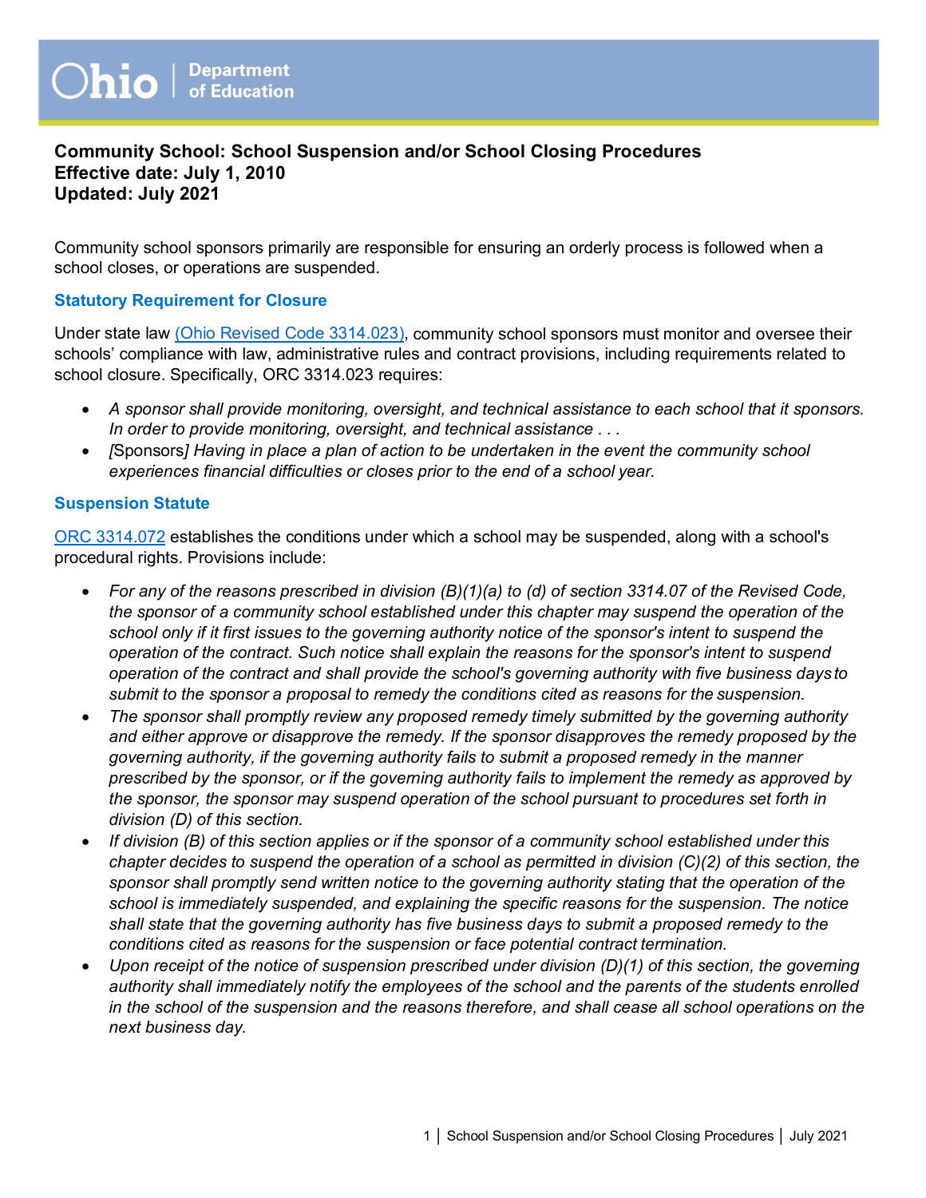Ohio | Department of Education

# Community School: School Suspension and/or School Closing Procedures

**Effective date: July 1, 2010**
**Updated: July 2021**

Community school sponsors primarily are responsible for ensuring an orderly process is followed when a school closes, or operations are suspended.

## Statutory Requirement for Closure

Under state law (Ohio Revised Code 3314.023), community school sponsors must monitor and oversee their schools' compliance with law, administrative rules and contract provisions, including requirements related to school closure. Specifically, ORC 3314.023 requires:

- *A sponsor shall provide monitoring, oversight, and technical assistance to each school that it sponsors. In order to provide monitoring, oversight, and technical assistance . . .*
- *[*Sponsors*] Having in place a plan of action to be undertaken in the event the community school experiences financial difficulties or closes prior to the end of a school year.*

## Suspension Statute

ORC 3314.072 establishes the conditions under which a school may be suspended, along with a school's procedural rights. Provisions include:

- *For any of the reasons prescribed in division (B)(1)(a) to (d) of section 3314.07 of the Revised Code, the sponsor of a community school established under this chapter may suspend the operation of the school only if it first issues to the governing authority notice of the sponsor's intent to suspend the operation of the contract. Such notice shall explain the reasons for the sponsor's intent to suspend operation of the contract and shall provide the school's governing authority with five business days to submit to the sponsor a proposal to remedy the conditions cited as reasons for the suspension.*
- *The sponsor shall promptly review any proposed remedy timely submitted by the governing authority and either approve or disapprove the remedy. If the sponsor disapproves the remedy proposed by the governing authority, if the governing authority fails to submit a proposed remedy in the manner prescribed by the sponsor, or if the governing authority fails to implement the remedy as approved by the sponsor, the sponsor may suspend operation of the school pursuant to procedures set forth in division (D) of this section.*
- *If division (B) of this section applies or if the sponsor of a community school established under this chapter decides to suspend the operation of a school as permitted in division (C)(2) of this section, the sponsor shall promptly send written notice to the governing authority stating that the operation of the school is immediately suspended, and explaining the specific reasons for the suspension. The notice shall state that the governing authority has five business days to submit a proposed remedy to the conditions cited as reasons for the suspension or face potential contract termination.*
- *Upon receipt of the notice of suspension prescribed under division (D)(1) of this section, the governing authority shall immediately notify the employees of the school and the parents of the students enrolled in the school of the suspension and the reasons therefore, and shall cease all school operations on the next business day.*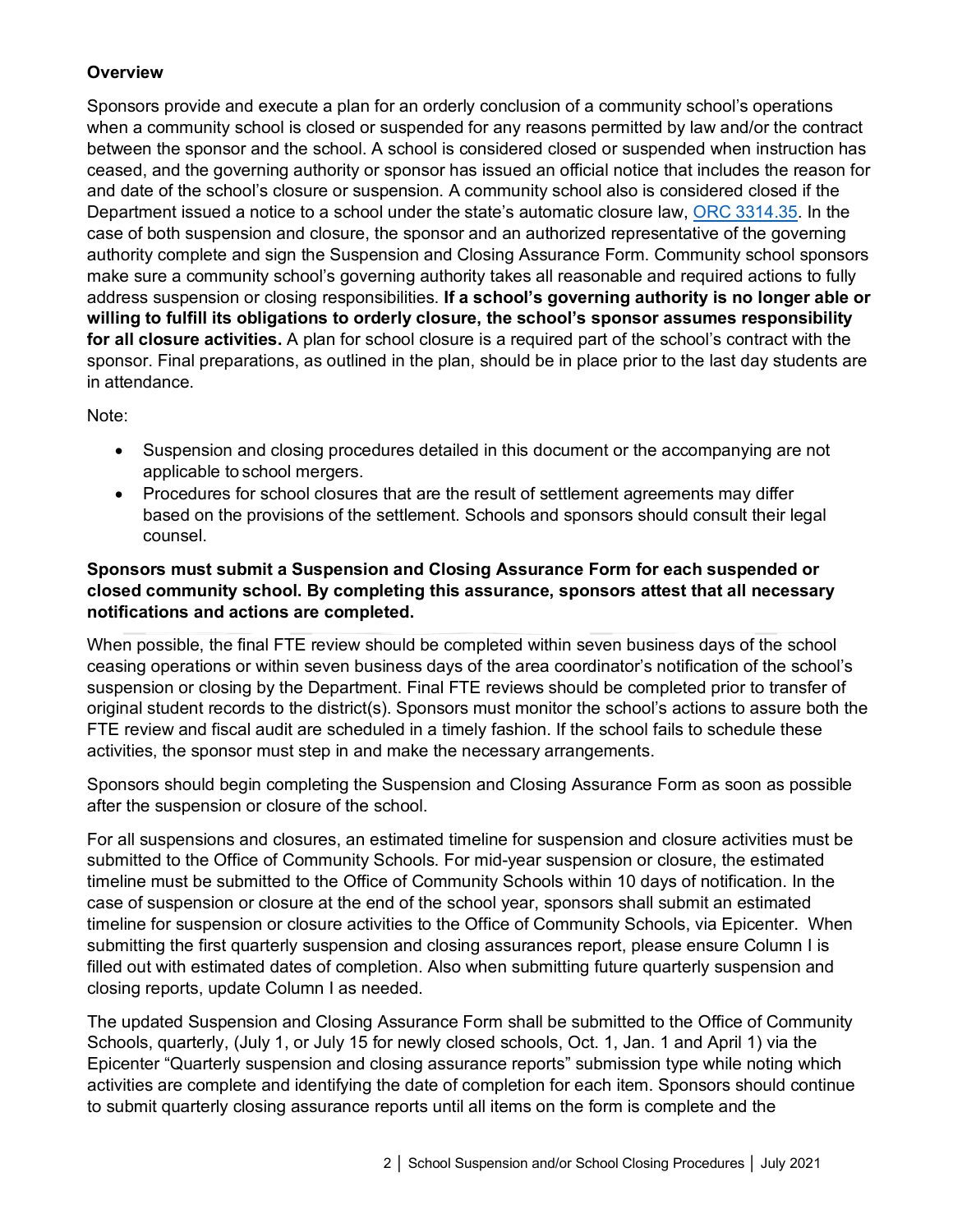### Overview

Sponsors provide and execute a plan for an orderly conclusion of a community school's operations when a community school is closed or suspended for any reasons permitted by law and/or the contract between the sponsor and the school. A school is considered closed or suspended when instruction has ceased, and the governing authority or sponsor has issued an official notice that includes the reason for and date of the school's closure or suspension. A community school also is considered closed if the Department issued a notice to a school under the state's automatic closure law, [ORC 3314.35](). In the case of both suspension and closure, the sponsor and an authorized representative of the governing authority complete and sign the Suspension and Closing Assurance Form. Community school sponsors make sure a community school's governing authority takes all reasonable and required actions to fully address suspension or closing responsibilities. **If a school's governing authority is no longer able or willing to fulfill its obligations to orderly closure, the school's sponsor assumes responsibility for all closure activities.** A plan for school closure is a required part of the school's contract with the sponsor. Final preparations, as outlined in the plan, should be in place prior to the last day students are in attendance.

Note:

- Suspension and closing procedures detailed in this document or the accompanying are not applicable to school mergers.
- Procedures for school closures that are the result of settlement agreements may differ based on the provisions of the settlement. Schools and sponsors should consult their legal counsel.

**Sponsors must submit a Suspension and Closing Assurance Form for each suspended or closed community school. By completing this assurance, sponsors attest that all necessary notifications and actions are completed.**

When possible, the final FTE review should be completed within seven business days of the school ceasing operations or within seven business days of the area coordinator's notification of the school's suspension or closing by the Department. Final FTE reviews should be completed prior to transfer of original student records to the district(s). Sponsors must monitor the school's actions to assure both the FTE review and fiscal audit are scheduled in a timely fashion. If the school fails to schedule these activities, the sponsor must step in and make the necessary arrangements.

Sponsors should begin completing the Suspension and Closing Assurance Form as soon as possible after the suspension or closure of the school.

For all suspensions and closures, an estimated timeline for suspension and closure activities must be submitted to the Office of Community Schools. For mid-year suspension or closure, the estimated timeline must be submitted to the Office of Community Schools within 10 days of notification. In the case of suspension or closure at the end of the school year, sponsors shall submit an estimated timeline for suspension or closure activities to the Office of Community Schools, via Epicenter. When submitting the first quarterly suspension and closing assurances report, please ensure Column I is filled out with estimated dates of completion. Also when submitting future quarterly suspension and closing reports, update Column I as needed.

The updated Suspension and Closing Assurance Form shall be submitted to the Office of Community Schools, quarterly, (July 1, or July 15 for newly closed schools, Oct. 1, Jan. 1 and April 1) via the Epicenter "Quarterly suspension and closing assurance reports" submission type while noting which activities are complete and identifying the date of completion for each item. Sponsors should continue to submit quarterly closing assurance reports until all items on the form is complete and the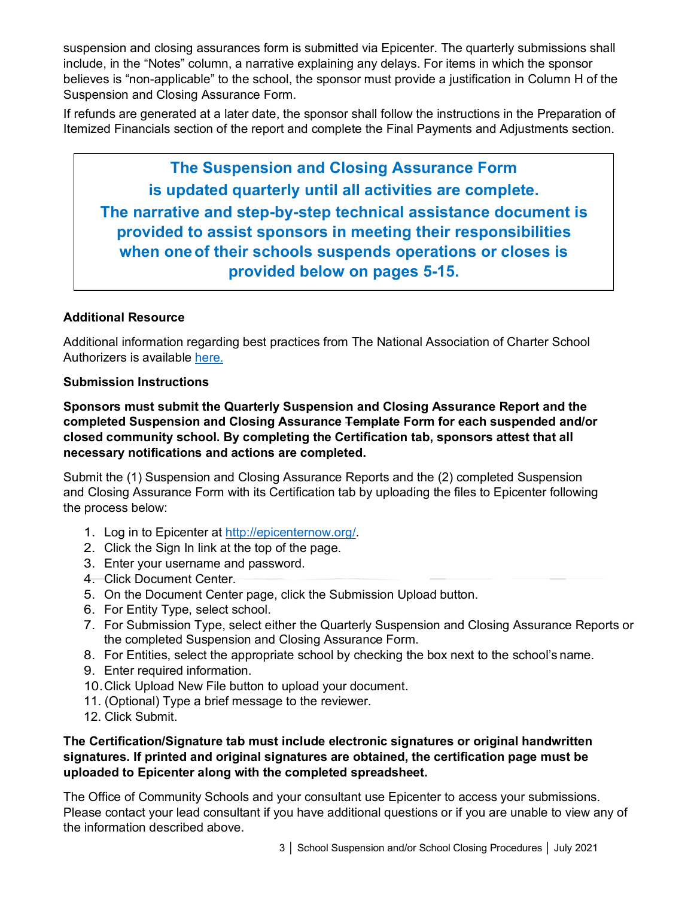suspension and closing assurances form is submitted via Epicenter. The quarterly submissions shall include, in the "Notes" column, a narrative explaining any delays. For items in which the sponsor believes is "non-applicable" to the school, the sponsor must provide a justification in Column H of the Suspension and Closing Assurance Form.

If refunds are generated at a later date, the sponsor shall follow the instructions in the Preparation of Itemized Financials section of the report and complete the Final Payments and Adjustments section.

> **The Suspension and Closing Assurance Form is updated quarterly until all activities are complete. The narrative and step-by-step technical assistance document is provided to assist sponsors in meeting their responsibilities when one of their schools suspends operations or closes is provided below on pages 5-15.**

**Additional Resource**

Additional information regarding best practices from The National Association of Charter School Authorizers is available here.

**Submission Instructions**

**Sponsors must submit the Quarterly Suspension and Closing Assurance Report and the completed Suspension and Closing Assurance ~~Template~~ Form for each suspended and/or closed community school. By completing the Certification tab, sponsors attest that all necessary notifications and actions are completed.**

Submit the (1) Suspension and Closing Assurance Reports and the (2) completed Suspension and Closing Assurance Form with its Certification tab by uploading the files to Epicenter following the process below:

1. Log in to Epicenter at http://epicenternow.org/.
2. Click the Sign In link at the top of the page.
3. Enter your username and password.
4. Click Document Center.
5. On the Document Center page, click the Submission Upload button.
6. For Entity Type, select school.
7. For Submission Type, select either the Quarterly Suspension and Closing Assurance Reports or the completed Suspension and Closing Assurance Form.
8. For Entities, select the appropriate school by checking the box next to the school's name.
9. Enter required information.
10. Click Upload New File button to upload your document.
11. (Optional) Type a brief message to the reviewer.
12. Click Submit.

**The Certification/Signature tab must include electronic signatures or original handwritten signatures. If printed and original signatures are obtained, the certification page must be uploaded to Epicenter along with the completed spreadsheet.**

The Office of Community Schools and your consultant use Epicenter to access your submissions. Please contact your lead consultant if you have additional questions or if you are unable to view any of the information described above.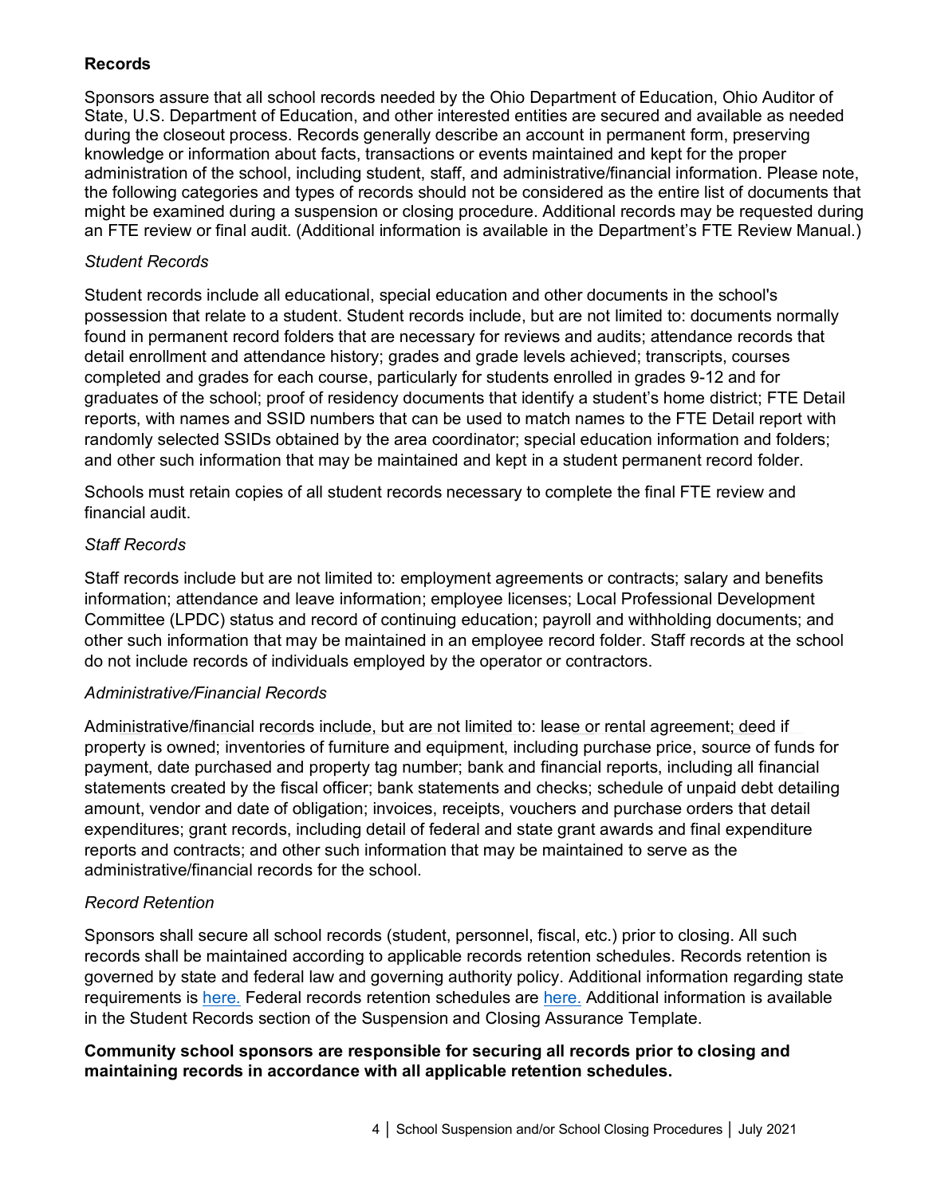## Records

Sponsors assure that all school records needed by the Ohio Department of Education, Ohio Auditor of State, U.S. Department of Education, and other interested entities are secured and available as needed during the closeout process. Records generally describe an account in permanent form, preserving knowledge or information about facts, transactions or events maintained and kept for the proper administration of the school, including student, staff, and administrative/financial information. Please note, the following categories and types of records should not be considered as the entire list of documents that might be examined during a suspension or closing procedure. Additional records may be requested during an FTE review or final audit. (Additional information is available in the Department's FTE Review Manual.)

### *Student Records*

Student records include all educational, special education and other documents in the school's possession that relate to a student. Student records include, but are not limited to: documents normally found in permanent record folders that are necessary for reviews and audits; attendance records that detail enrollment and attendance history; grades and grade levels achieved; transcripts, courses completed and grades for each course, particularly for students enrolled in grades 9-12 and for graduates of the school; proof of residency documents that identify a student's home district; FTE Detail reports, with names and SSID numbers that can be used to match names to the FTE Detail report with randomly selected SSIDs obtained by the area coordinator; special education information and folders; and other such information that may be maintained and kept in a student permanent record folder.

Schools must retain copies of all student records necessary to complete the final FTE review and financial audit.

### *Staff Records*

Staff records include but are not limited to: employment agreements or contracts; salary and benefits information; attendance and leave information; employee licenses; Local Professional Development Committee (LPDC) status and record of continuing education; payroll and withholding documents; and other such information that may be maintained in an employee record folder. Staff records at the school do not include records of individuals employed by the operator or contractors.

### *Administrative/Financial Records*

Administrative/financial records include, but are not limited to: lease or rental agreement; deed if property is owned; inventories of furniture and equipment, including purchase price, source of funds for payment, date purchased and property tag number; bank and financial reports, including all financial statements created by the fiscal officer; bank statements and checks; schedule of unpaid debt detailing amount, vendor and date of obligation; invoices, receipts, vouchers and purchase orders that detail expenditures; grant records, including detail of federal and state grant awards and final expenditure reports and contracts; and other such information that may be maintained to serve as the administrative/financial records for the school.

### *Record Retention*

Sponsors shall secure all school records (student, personnel, fiscal, etc.) prior to closing. All such records shall be maintained according to applicable records retention schedules. Records retention is governed by state and federal law and governing authority policy. Additional information regarding state requirements is here. Federal records retention schedules are here. Additional information is available in the Student Records section of the Suspension and Closing Assurance Template.

**Community school sponsors are responsible for securing all records prior to closing and maintaining records in accordance with all applicable retention schedules.**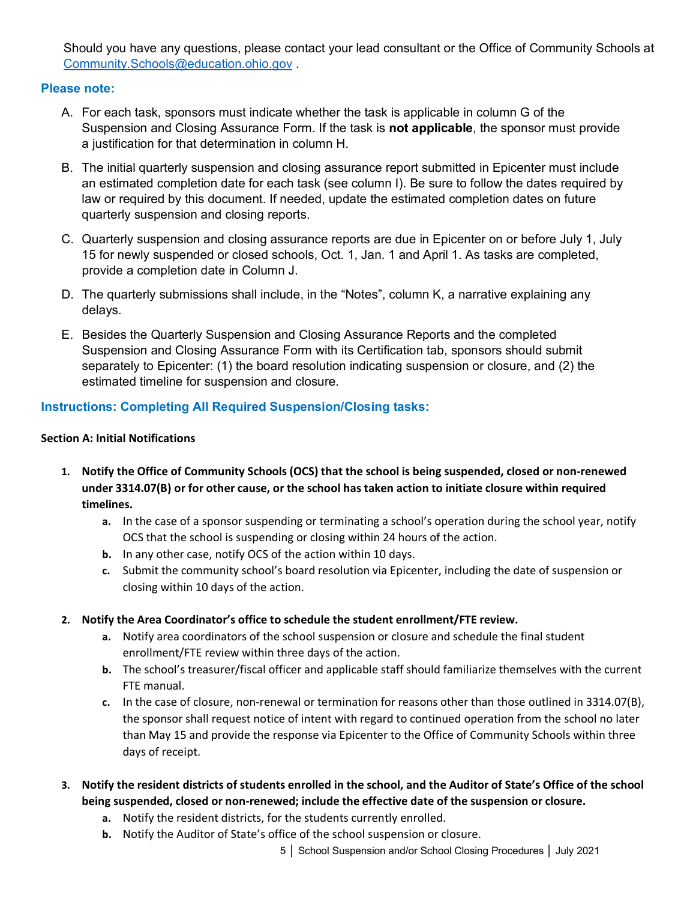Should you have any questions, please contact your lead consultant or the Office of Community Schools at [Community.Schools@education.ohio.gov](mailto:Community.Schools@education.ohio.gov) .

### Please note:

A. For each task, sponsors must indicate whether the task is applicable in column G of the Suspension and Closing Assurance Form. If the task is **not applicable**, the sponsor must provide a justification for that determination in column H.

B. The initial quarterly suspension and closing assurance report submitted in Epicenter must include an estimated completion date for each task (see column I). Be sure to follow the dates required by law or required by this document. If needed, update the estimated completion dates on future quarterly suspension and closing reports.

C. Quarterly suspension and closing assurance reports are due in Epicenter on or before July 1, July 15 for newly suspended or closed schools, Oct. 1, Jan. 1 and April 1. As tasks are completed, provide a completion date in Column J.

D. The quarterly submissions shall include, in the “Notes”, column K, a narrative explaining any delays.

E. Besides the Quarterly Suspension and Closing Assurance Reports and the completed Suspension and Closing Assurance Form with its Certification tab, sponsors should submit separately to Epicenter: (1) the board resolution indicating suspension or closure, and (2) the estimated timeline for suspension and closure.

### Instructions: Completing All Required Suspension/Closing tasks:

#### Section A: Initial Notifications

1. **Notify the Office of Community Schools (OCS) that the school is being suspended, closed or non-renewed under 3314.07(B) or for other cause, or the school has taken action to initiate closure within required timelines.**
   a. In the case of a sponsor suspending or terminating a school’s operation during the school year, notify OCS that the school is suspending or closing within 24 hours of the action.
   b. In any other case, notify OCS of the action within 10 days.
   c. Submit the community school’s board resolution via Epicenter, including the date of suspension or closing within 10 days of the action.

2. **Notify the Area Coordinator’s office to schedule the student enrollment/FTE review.**
   a. Notify area coordinators of the school suspension or closure and schedule the final student enrollment/FTE review within three days of the action.
   b. The school’s treasurer/fiscal officer and applicable staff should familiarize themselves with the current FTE manual.
   c. In the case of closure, non-renewal or termination for reasons other than those outlined in 3314.07(B), the sponsor shall request notice of intent with regard to continued operation from the school no later than May 15 and provide the response via Epicenter to the Office of Community Schools within three days of receipt.

3. **Notify the resident districts of students enrolled in the school, and the Auditor of State’s Office of the school being suspended, closed or non-renewed; include the effective date of the suspension or closure.**
   a. Notify the resident districts, for the students currently enrolled.
   b. Notify the Auditor of State’s office of the school suspension or closure.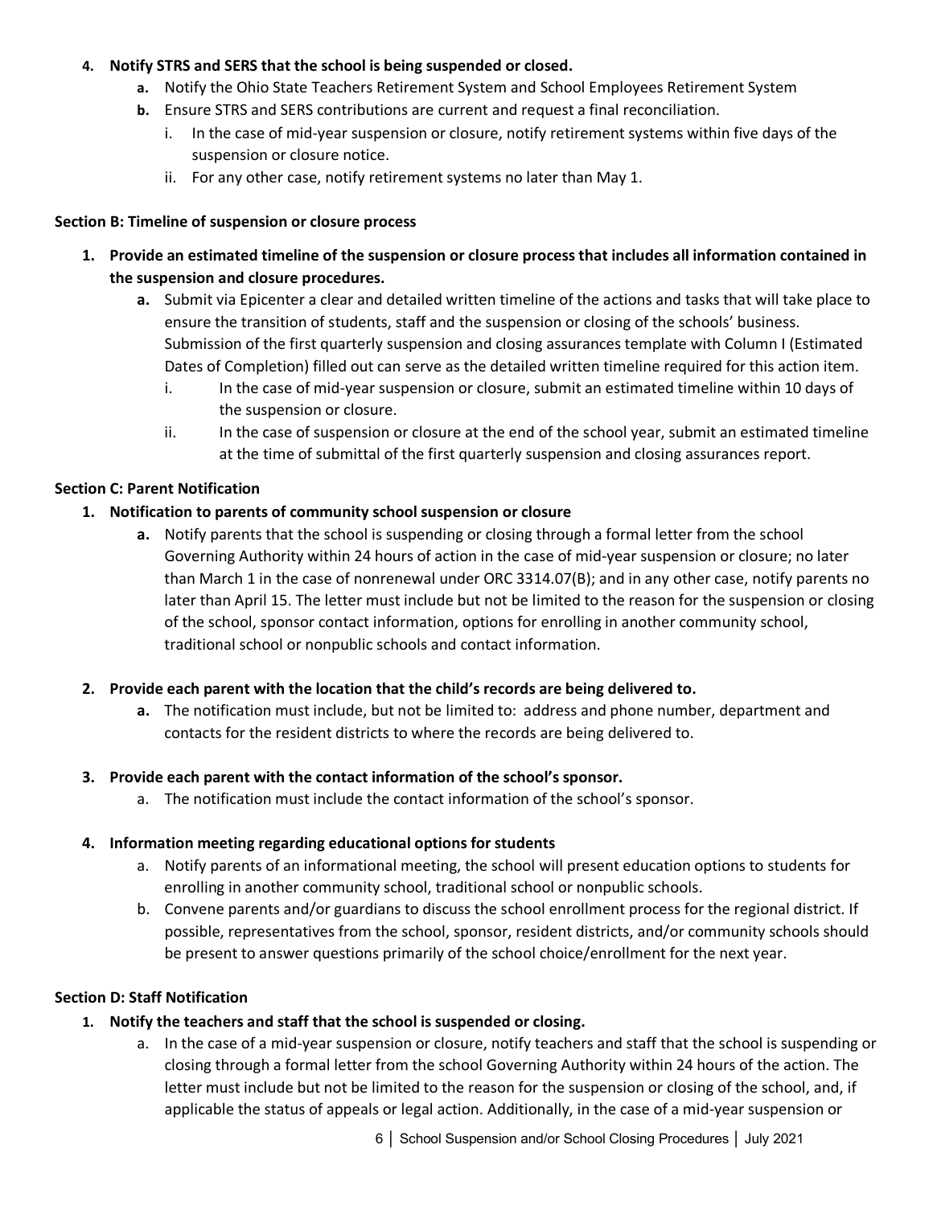4. **Notify STRS and SERS that the school is being suspended or closed.**
   a. Notify the Ohio State Teachers Retirement System and School Employees Retirement System
   b. Ensure STRS and SERS contributions are current and request a final reconciliation.
      i. In the case of mid-year suspension or closure, notify retirement systems within five days of the suspension or closure notice.
      ii. For any other case, notify retirement systems no later than May 1.

**Section B: Timeline of suspension or closure process**

1. **Provide an estimated timeline of the suspension or closure process that includes all information contained in the suspension and closure procedures.**
   a. Submit via Epicenter a clear and detailed written timeline of the actions and tasks that will take place to ensure the transition of students, staff and the suspension or closing of the schools' business. Submission of the first quarterly suspension and closing assurances template with Column I (Estimated Dates of Completion) filled out can serve as the detailed written timeline required for this action item.
      i. In the case of mid-year suspension or closure, submit an estimated timeline within 10 days of the suspension or closure.
      ii. In the case of suspension or closure at the end of the school year, submit an estimated timeline at the time of submittal of the first quarterly suspension and closing assurances report.

**Section C: Parent Notification**

1. **Notification to parents of community school suspension or closure**
   a. Notify parents that the school is suspending or closing through a formal letter from the school Governing Authority within 24 hours of action in the case of mid-year suspension or closure; no later than March 1 in the case of nonrenewal under ORC 3314.07(B); and in any other case, notify parents no later than April 15. The letter must include but not be limited to the reason for the suspension or closing of the school, sponsor contact information, options for enrolling in another community school, traditional school or nonpublic schools and contact information.

2. **Provide each parent with the location that the child's records are being delivered to.**
   a. The notification must include, but not be limited to: address and phone number, department and contacts for the resident districts to where the records are being delivered to.

3. **Provide each parent with the contact information of the school's sponsor.**
   a. The notification must include the contact information of the school's sponsor.

4. **Information meeting regarding educational options for students**
   a. Notify parents of an informational meeting, the school will present education options to students for enrolling in another community school, traditional school or nonpublic schools.
   b. Convene parents and/or guardians to discuss the school enrollment process for the regional district. If possible, representatives from the school, sponsor, resident districts, and/or community schools should be present to answer questions primarily of the school choice/enrollment for the next year.

**Section D: Staff Notification**

1. **Notify the teachers and staff that the school is suspended or closing.**
   a. In the case of a mid-year suspension or closure, notify teachers and staff that the school is suspending or closing through a formal letter from the school Governing Authority within 24 hours of the action. The letter must include but not be limited to the reason for the suspension or closing of the school, and, if applicable the status of appeals or legal action. Additionally, in the case of a mid-year suspension or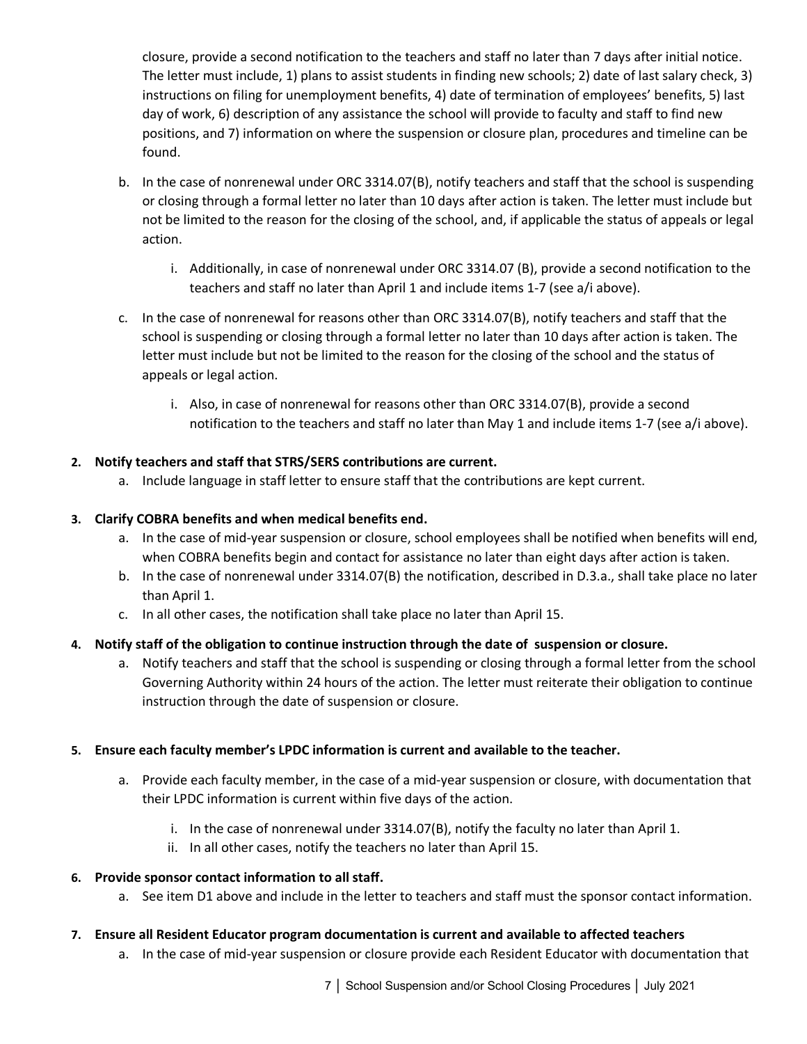closure, provide a second notification to the teachers and staff no later than 7 days after initial notice. The letter must include, 1) plans to assist students in finding new schools; 2) date of last salary check, 3) instructions on filing for unemployment benefits, 4) date of termination of employees' benefits, 5) last day of work, 6) description of any assistance the school will provide to faculty and staff to find new positions, and 7) information on where the suspension or closure plan, procedures and timeline can be found.

b. In the case of nonrenewal under ORC 3314.07(B), notify teachers and staff that the school is suspending or closing through a formal letter no later than 10 days after action is taken. The letter must include but not be limited to the reason for the closing of the school, and, if applicable the status of appeals or legal action.

    i. Additionally, in case of nonrenewal under ORC 3314.07 (B), provide a second notification to the teachers and staff no later than April 1 and include items 1-7 (see a/i above).

c. In the case of nonrenewal for reasons other than ORC 3314.07(B), notify teachers and staff that the school is suspending or closing through a formal letter no later than 10 days after action is taken. The letter must include but not be limited to the reason for the closing of the school and the status of appeals or legal action.

    i. Also, in case of nonrenewal for reasons other than ORC 3314.07(B), provide a second notification to the teachers and staff no later than May 1 and include items 1-7 (see a/i above).

2. **Notify teachers and staff that STRS/SERS contributions are current.**
    a. Include language in staff letter to ensure staff that the contributions are kept current.

3. **Clarify COBRA benefits and when medical benefits end.**
    a. In the case of mid-year suspension or closure, school employees shall be notified when benefits will end, when COBRA benefits begin and contact for assistance no later than eight days after action is taken.
    b. In the case of nonrenewal under 3314.07(B) the notification, described in D.3.a., shall take place no later than April 1.
    c. In all other cases, the notification shall take place no later than April 15.

4. **Notify staff of the obligation to continue instruction through the date of suspension or closure.**
    a. Notify teachers and staff that the school is suspending or closing through a formal letter from the school Governing Authority within 24 hours of the action. The letter must reiterate their obligation to continue instruction through the date of suspension or closure.

5. **Ensure each faculty member's LPDC information is current and available to the teacher.**
    a. Provide each faculty member, in the case of a mid-year suspension or closure, with documentation that their LPDC information is current within five days of the action.
        i. In the case of nonrenewal under 3314.07(B), notify the faculty no later than April 1.
        ii. In all other cases, notify the teachers no later than April 15.

6. **Provide sponsor contact information to all staff.**
    a. See item D1 above and include in the letter to teachers and staff must the sponsor contact information.

7. **Ensure all Resident Educator program documentation is current and available to affected teachers**
    a. In the case of mid-year suspension or closure provide each Resident Educator with documentation that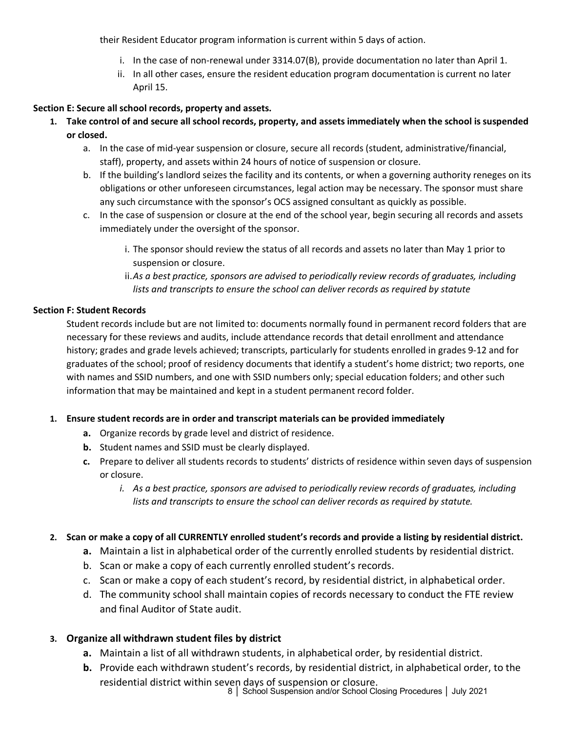their Resident Educator program information is current within 5 days of action.

   i. In the case of non-renewal under 3314.07(B), provide documentation no later than April 1.
   ii. In all other cases, ensure the resident education program documentation is current no later April 15.

**Section E: Secure all school records, property and assets.**

1. **Take control of and secure all school records, property, and assets immediately when the school is suspended or closed.**
   a. In the case of mid-year suspension or closure, secure all records (student, administrative/financial, staff), property, and assets within 24 hours of notice of suspension or closure.
   b. If the building's landlord seizes the facility and its contents, or when a governing authority reneges on its obligations or other unforeseen circumstances, legal action may be necessary. The sponsor must share any such circumstance with the sponsor's OCS assigned consultant as quickly as possible.
   c. In the case of suspension or closure at the end of the school year, begin securing all records and assets immediately under the oversight of the sponsor.
      i. The sponsor should review the status of all records and assets no later than May 1 prior to suspension or closure.
      ii. *As a best practice, sponsors are advised to periodically review records of graduates, including lists and transcripts to ensure the school can deliver records as required by statute*

**Section F: Student Records**

Student records include but are not limited to: documents normally found in permanent record folders that are necessary for these reviews and audits, include attendance records that detail enrollment and attendance history; grades and grade levels achieved; transcripts, particularly for students enrolled in grades 9-12 and for graduates of the school; proof of residency documents that identify a student's home district; two reports, one with names and SSID numbers, and one with SSID numbers only; special education folders; and other such information that may be maintained and kept in a student permanent record folder.

1. **Ensure student records are in order and transcript materials can be provided immediately**
   **a.** Organize records by grade level and district of residence.
   **b.** Student names and SSID must be clearly displayed.
   **c.** Prepare to deliver all students records to students' districts of residence within seven days of suspension or closure.
      *i. As a best practice, sponsors are advised to periodically review records of graduates, including lists and transcripts to ensure the school can deliver records as required by statute.*

2. **Scan or make a copy of all CURRENTLY enrolled student's records and provide a listing by residential district.**
   **a.** Maintain a list in alphabetical order of the currently enrolled students by residential district.
   b. Scan or make a copy of each currently enrolled student's records.
   c. Scan or make a copy of each student's record, by residential district, in alphabetical order.
   d. The community school shall maintain copies of records necessary to conduct the FTE review and final Auditor of State audit.

3. **Organize all withdrawn student files by district**
   **a.** Maintain a list of all withdrawn students, in alphabetical order, by residential district.
   **b.** Provide each withdrawn student's records, by residential district, in alphabetical order, to the residential district within seven days of suspension or closure.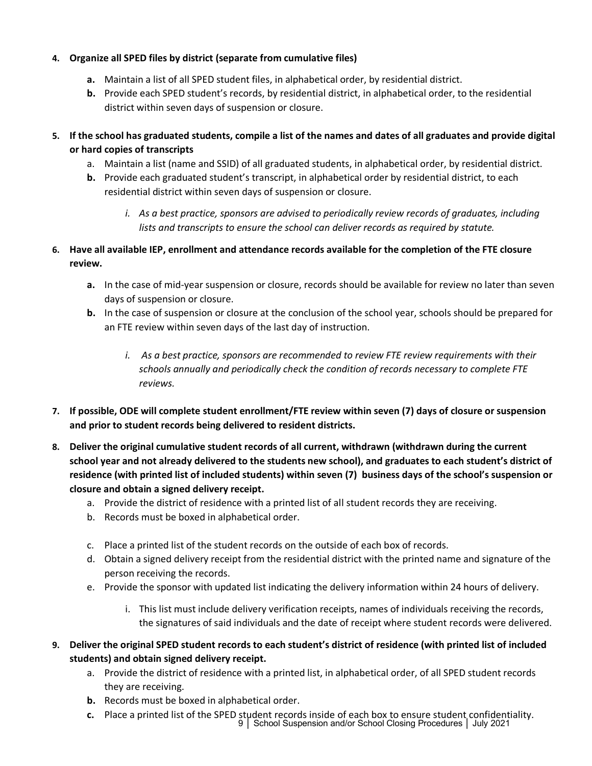4. **Organize all SPED files by district (separate from cumulative files)**
    - **a.** Maintain a list of all SPED student files, in alphabetical order, by residential district.
    - **b.** Provide each SPED student's records, by residential district, in alphabetical order, to the residential district within seven days of suspension or closure.

5. **If the school has graduated students, compile a list of the names and dates of all graduates and provide digital or hard copies of transcripts**
    - a. Maintain a list (name and SSID) of all graduated students, in alphabetical order, by residential district.
    - **b.** Provide each graduated student's transcript, in alphabetical order by residential district, to each residential district within seven days of suspension or closure.
        - *i. As a best practice, sponsors are advised to periodically review records of graduates, including lists and transcripts to ensure the school can deliver records as required by statute.*

6. **Have all available IEP, enrollment and attendance records available for the completion of the FTE closure review.**
    - **a.** In the case of mid-year suspension or closure, records should be available for review no later than seven days of suspension or closure.
    - **b.** In the case of suspension or closure at the conclusion of the school year, schools should be prepared for an FTE review within seven days of the last day of instruction.
        - *i. As a best practice, sponsors are recommended to review FTE review requirements with their schools annually and periodically check the condition of records necessary to complete FTE reviews.*

7. **If possible, ODE will complete student enrollment/FTE review within seven (7) days of closure or suspension and prior to student records being delivered to resident districts.**

8. **Deliver the original cumulative student records of all current, withdrawn (withdrawn during the current school year and not already delivered to the students new school), and graduates to each student's district of residence (with printed list of included students) within seven (7) business days of the school's suspension or closure and obtain a signed delivery receipt.**
    - a. Provide the district of residence with a printed list of all student records they are receiving.
    - b. Records must be boxed in alphabetical order.
    - c. Place a printed list of the student records on the outside of each box of records.
    - d. Obtain a signed delivery receipt from the residential district with the printed name and signature of the person receiving the records.
    - e. Provide the sponsor with updated list indicating the delivery information within 24 hours of delivery.
        - i. This list must include delivery verification receipts, names of individuals receiving the records, the signatures of said individuals and the date of receipt where student records were delivered.

9. **Deliver the original SPED student records to each student's district of residence (with printed list of included students) and obtain signed delivery receipt.**
    - a. Provide the district of residence with a printed list, in alphabetical order, of all SPED student records they are receiving.
    - **b.** Records must be boxed in alphabetical order.
    - **c.** Place a printed list of the SPED student records inside of each box to ensure student confidentiality.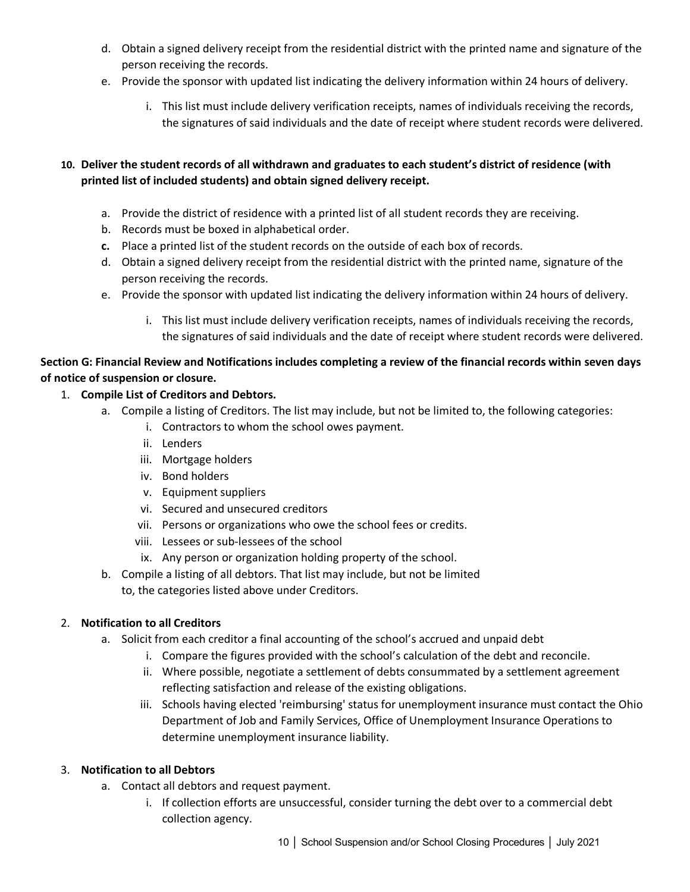d. Obtain a signed delivery receipt from the residential district with the printed name and signature of the person receiving the records.
e. Provide the sponsor with updated list indicating the delivery information within 24 hours of delivery.
    i. This list must include delivery verification receipts, names of individuals receiving the records, the signatures of said individuals and the date of receipt where student records were delivered.

**10. Deliver the student records of all withdrawn and graduates to each student's district of residence (with printed list of included students) and obtain signed delivery receipt.**

a. Provide the district of residence with a printed list of all student records they are receiving.
b. Records must be boxed in alphabetical order.
**c.** Place a printed list of the student records on the outside of each box of records.
d. Obtain a signed delivery receipt from the residential district with the printed name, signature of the person receiving the records.
e. Provide the sponsor with updated list indicating the delivery information within 24 hours of delivery.
    i. This list must include delivery verification receipts, names of individuals receiving the records, the signatures of said individuals and the date of receipt where student records were delivered.

**Section G: Financial Review and Notifications includes completing a review of the financial records within seven days of notice of suspension or closure.**

1. **Compile List of Creditors and Debtors.**
    a. Compile a listing of Creditors. The list may include, but not be limited to, the following categories:
        i. Contractors to whom the school owes payment.
        ii. Lenders
        iii. Mortgage holders
        iv. Bond holders
        v. Equipment suppliers
        vi. Secured and unsecured creditors
        vii. Persons or organizations who owe the school fees or credits.
        viii. Lessees or sub-lessees of the school
        ix. Any person or organization holding property of the school.
    b. Compile a listing of all debtors. That list may include, but not be limited to, the categories listed above under Creditors.

2. **Notification to all Creditors**
    a. Solicit from each creditor a final accounting of the school's accrued and unpaid debt
        i. Compare the figures provided with the school's calculation of the debt and reconcile.
        ii. Where possible, negotiate a settlement of debts consummated by a settlement agreement reflecting satisfaction and release of the existing obligations.
        iii. Schools having elected 'reimbursing' status for unemployment insurance must contact the Ohio Department of Job and Family Services, Office of Unemployment Insurance Operations to determine unemployment insurance liability.

3. **Notification to all Debtors**
    a. Contact all debtors and request payment.
        i. If collection efforts are unsuccessful, consider turning the debt over to a commercial debt collection agency.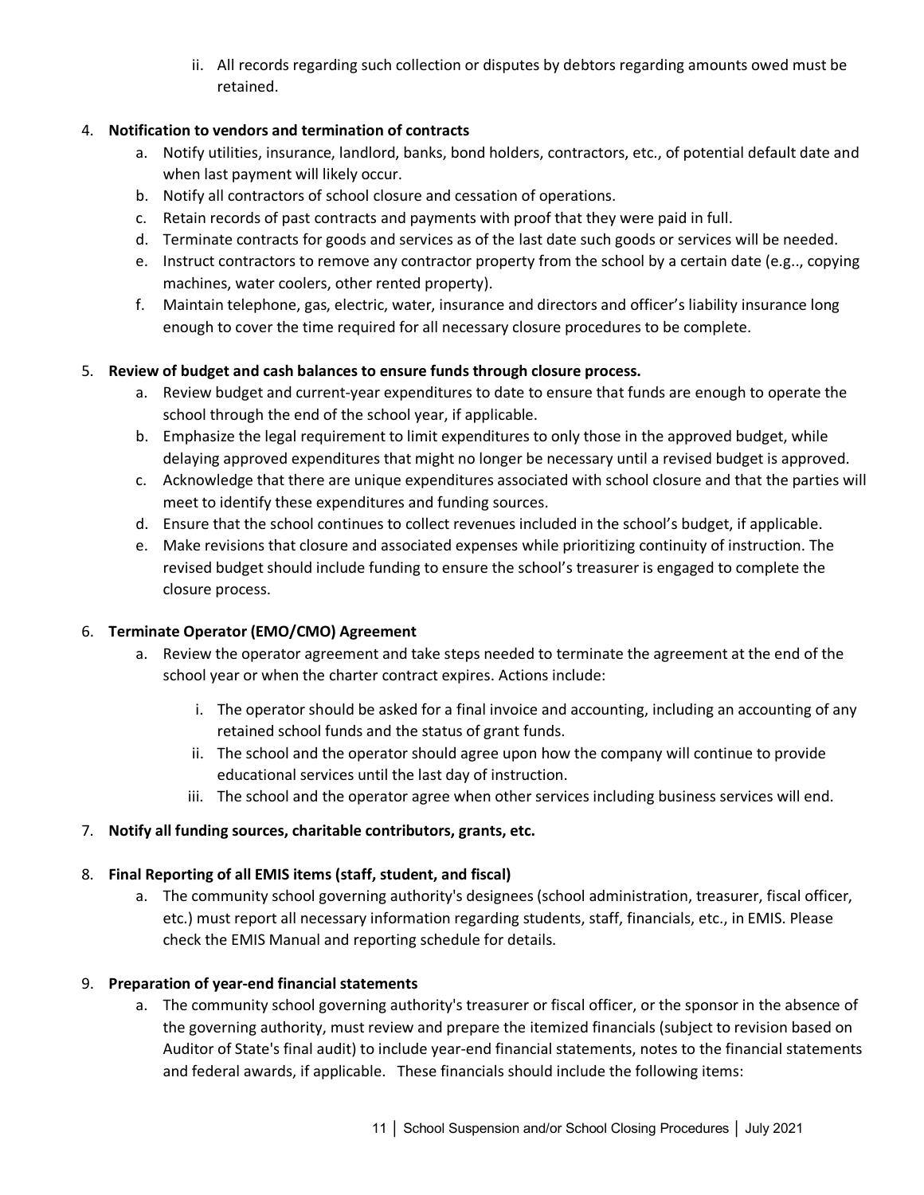ii. All records regarding such collection or disputes by debtors regarding amounts owed must be retained.

4. **Notification to vendors and termination of contracts**
   a. Notify utilities, insurance, landlord, banks, bond holders, contractors, etc., of potential default date and when last payment will likely occur.
   b. Notify all contractors of school closure and cessation of operations.
   c. Retain records of past contracts and payments with proof that they were paid in full.
   d. Terminate contracts for goods and services as of the last date such goods or services will be needed.
   e. Instruct contractors to remove any contractor property from the school by a certain date (e.g.., copying machines, water coolers, other rented property).
   f. Maintain telephone, gas, electric, water, insurance and directors and officer's liability insurance long enough to cover the time required for all necessary closure procedures to be complete.

5. **Review of budget and cash balances to ensure funds through closure process.**
   a. Review budget and current-year expenditures to date to ensure that funds are enough to operate the school through the end of the school year, if applicable.
   b. Emphasize the legal requirement to limit expenditures to only those in the approved budget, while delaying approved expenditures that might no longer be necessary until a revised budget is approved.
   c. Acknowledge that there are unique expenditures associated with school closure and that the parties will meet to identify these expenditures and funding sources.
   d. Ensure that the school continues to collect revenues included in the school's budget, if applicable.
   e. Make revisions that closure and associated expenses while prioritizing continuity of instruction. The revised budget should include funding to ensure the school's treasurer is engaged to complete the closure process.

6. **Terminate Operator (EMO/CMO) Agreement**
   a. Review the operator agreement and take steps needed to terminate the agreement at the end of the school year or when the charter contract expires. Actions include:
      i. The operator should be asked for a final invoice and accounting, including an accounting of any retained school funds and the status of grant funds.
      ii. The school and the operator should agree upon how the company will continue to provide educational services until the last day of instruction.
      iii. The school and the operator agree when other services including business services will end.

7. **Notify all funding sources, charitable contributors, grants, etc.**

8. **Final Reporting of all EMIS items (staff, student, and fiscal)**
   a. The community school governing authority's designees (school administration, treasurer, fiscal officer, etc.) must report all necessary information regarding students, staff, financials, etc., in EMIS. Please check the EMIS Manual and reporting schedule for details.

9. **Preparation of year-end financial statements**
   a. The community school governing authority's treasurer or fiscal officer, or the sponsor in the absence of the governing authority, must review and prepare the itemized financials (subject to revision based on Auditor of State's final audit) to include year-end financial statements, notes to the financial statements and federal awards, if applicable. These financials should include the following items: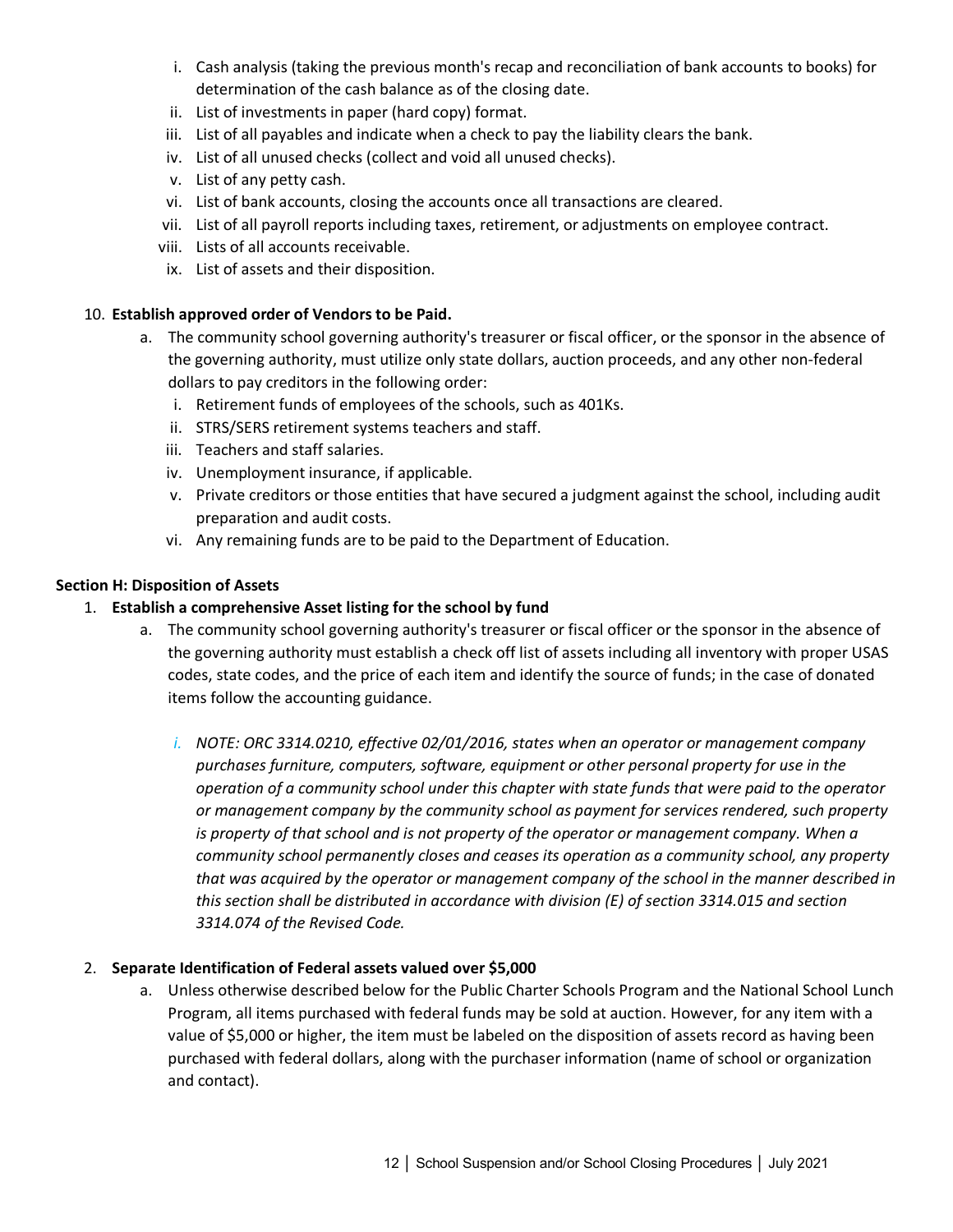i. Cash analysis (taking the previous month's recap and reconciliation of bank accounts to books) for determination of the cash balance as of the closing date.
  ii. List of investments in paper (hard copy) format.
  iii. List of all payables and indicate when a check to pay the liability clears the bank.
  iv. List of all unused checks (collect and void all unused checks).
  v. List of any petty cash.
  vi. List of bank accounts, closing the accounts once all transactions are cleared.
  vii. List of all payroll reports including taxes, retirement, or adjustments on employee contract.
  viii. Lists of all accounts receivable.
  ix. List of assets and their disposition.

10. **Establish approved order of Vendors to be Paid.**
    a. The community school governing authority's treasurer or fiscal officer, or the sponsor in the absence of the governing authority, must utilize only state dollars, auction proceeds, and any other non-federal dollars to pay creditors in the following order:
       i. Retirement funds of employees of the schools, such as 401Ks.
       ii. STRS/SERS retirement systems teachers and staff.
       iii. Teachers and staff salaries.
       iv. Unemployment insurance, if applicable.
       v. Private creditors or those entities that have secured a judgment against the school, including audit preparation and audit costs.
       vi. Any remaining funds are to be paid to the Department of Education.

**Section H: Disposition of Assets**

1. **Establish a comprehensive Asset listing for the school by fund**
    a. The community school governing authority's treasurer or fiscal officer or the sponsor in the absence of the governing authority must establish a check off list of assets including all inventory with proper USAS codes, state codes, and the price of each item and identify the source of funds; in the case of donated items follow the accounting guidance.

       i. *NOTE: ORC 3314.0210, effective 02/01/2016, states when an operator or management company purchases furniture, computers, software, equipment or other personal property for use in the operation of a community school under this chapter with state funds that were paid to the operator or management company by the community school as payment for services rendered, such property is property of that school and is not property of the operator or management company. When a community school permanently closes and ceases its operation as a community school, any property that was acquired by the operator or management company of the school in the manner described in this section shall be distributed in accordance with division (E) of section 3314.015 and section 3314.074 of the Revised Code.*

2. **Separate Identification of Federal assets valued over $5,000**
    a. Unless otherwise described below for the Public Charter Schools Program and the National School Lunch Program, all items purchased with federal funds may be sold at auction. However, for any item with a value of $5,000 or higher, the item must be labeled on the disposition of assets record as having been purchased with federal dollars, along with the purchaser information (name of school or organization and contact).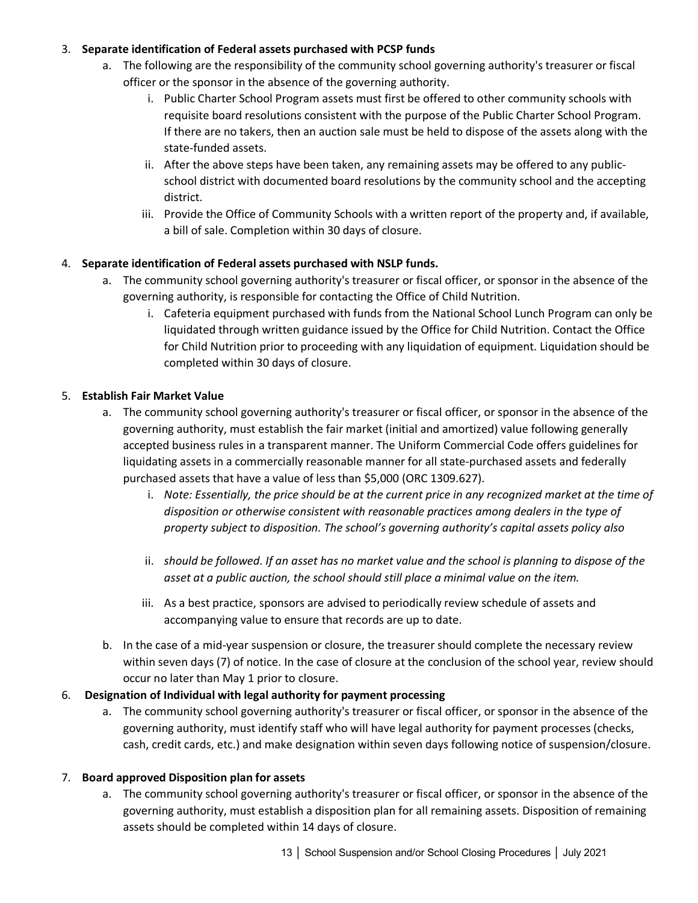3. **Separate identification of Federal assets purchased with PCSP funds**
   a. The following are the responsibility of the community school governing authority's treasurer or fiscal officer or the sponsor in the absence of the governing authority.
      i. Public Charter School Program assets must first be offered to other community schools with requisite board resolutions consistent with the purpose of the Public Charter School Program. If there are no takers, then an auction sale must be held to dispose of the assets along with the state-funded assets.
      ii. After the above steps have been taken, any remaining assets may be offered to any public-school district with documented board resolutions by the community school and the accepting district.
      iii. Provide the Office of Community Schools with a written report of the property and, if available, a bill of sale. Completion within 30 days of closure.

4. **Separate identification of Federal assets purchased with NSLP funds.**
   a. The community school governing authority's treasurer or fiscal officer, or sponsor in the absence of the governing authority, is responsible for contacting the Office of Child Nutrition.
      i. Cafeteria equipment purchased with funds from the National School Lunch Program can only be liquidated through written guidance issued by the Office for Child Nutrition. Contact the Office for Child Nutrition prior to proceeding with any liquidation of equipment. Liquidation should be completed within 30 days of closure.

5. **Establish Fair Market Value**
   a. The community school governing authority's treasurer or fiscal officer, or sponsor in the absence of the governing authority, must establish the fair market (initial and amortized) value following generally accepted business rules in a transparent manner. The Uniform Commercial Code offers guidelines for liquidating assets in a commercially reasonable manner for all state-purchased assets and federally purchased assets that have a value of less than $5,000 (ORC 1309.627).
      i. *Note: Essentially, the price should be at the current price in any recognized market at the time of disposition or otherwise consistent with reasonable practices among dealers in the type of property subject to disposition. The school's governing authority's capital assets policy also*
      ii. *should be followed. If an asset has no market value and the school is planning to dispose of the asset at a public auction, the school should still place a minimal value on the item.*
      iii. As a best practice, sponsors are advised to periodically review schedule of assets and accompanying value to ensure that records are up to date.
   b. In the case of a mid-year suspension or closure, the treasurer should complete the necessary review within seven days (7) of notice. In the case of closure at the conclusion of the school year, review should occur no later than May 1 prior to closure.

6. **Designation of Individual with legal authority for payment processing**
   a. The community school governing authority's treasurer or fiscal officer, or sponsor in the absence of the governing authority, must identify staff who will have legal authority for payment processes (checks, cash, credit cards, etc.) and make designation within seven days following notice of suspension/closure.

7. **Board approved Disposition plan for assets**
   a. The community school governing authority's treasurer or fiscal officer, or sponsor in the absence of the governing authority, must establish a disposition plan for all remaining assets. Disposition of remaining assets should be completed within 14 days of closure.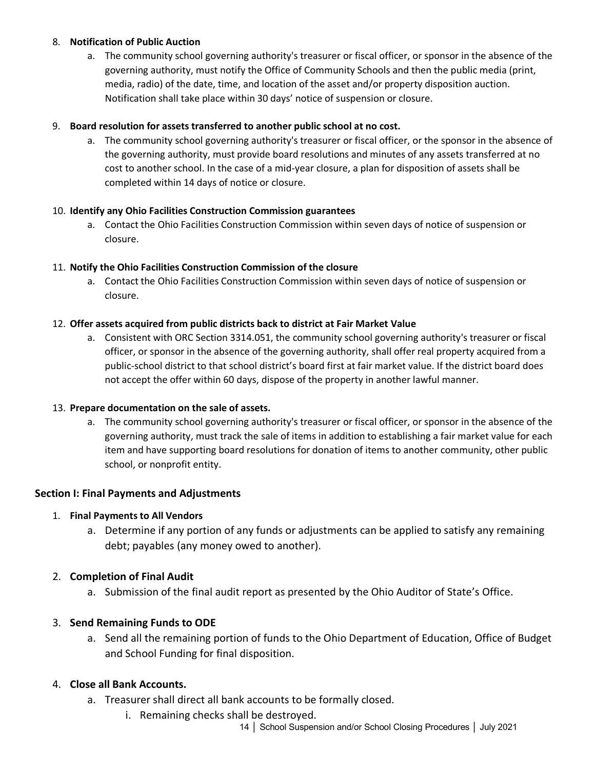8. **Notification of Public Auction**
    a. The community school governing authority's treasurer or fiscal officer, or sponsor in the absence of the governing authority, must notify the Office of Community Schools and then the public media (print, media, radio) of the date, time, and location of the asset and/or property disposition auction. Notification shall take place within 30 days' notice of suspension or closure.

9. **Board resolution for assets transferred to another public school at no cost.**
    a. The community school governing authority's treasurer or fiscal officer, or the sponsor in the absence of the governing authority, must provide board resolutions and minutes of any assets transferred at no cost to another school. In the case of a mid-year closure, a plan for disposition of assets shall be completed within 14 days of notice or closure.

10. **Identify any Ohio Facilities Construction Commission guarantees**
    a. Contact the Ohio Facilities Construction Commission within seven days of notice of suspension or closure.

11. **Notify the Ohio Facilities Construction Commission of the closure**
    a. Contact the Ohio Facilities Construction Commission within seven days of notice of suspension or closure.

12. **Offer assets acquired from public districts back to district at Fair Market Value**
    a. Consistent with ORC Section 3314.051, the community school governing authority's treasurer or fiscal officer, or sponsor in the absence of the governing authority, shall offer real property acquired from a public-school district to that school district's board first at fair market value. If the district board does not accept the offer within 60 days, dispose of the property in another lawful manner.

13. **Prepare documentation on the sale of assets.**
    a. The community school governing authority's treasurer or fiscal officer, or sponsor in the absence of the governing authority, must track the sale of items in addition to establishing a fair market value for each item and have supporting board resolutions for donation of items to another community, other public school, or nonprofit entity.

### Section I: Final Payments and Adjustments

1. **Final Payments to All Vendors**
    a. Determine if any portion of any funds or adjustments can be applied to satisfy any remaining debt; payables (any money owed to another).

2. **Completion of Final Audit**
    a. Submission of the final audit report as presented by the Ohio Auditor of State's Office.

3. **Send Remaining Funds to ODE**
    a. Send all the remaining portion of funds to the Ohio Department of Education, Office of Budget and School Funding for final disposition.

4. **Close all Bank Accounts.**
    a. Treasurer shall direct all bank accounts to be formally closed.
        i. Remaining checks shall be destroyed.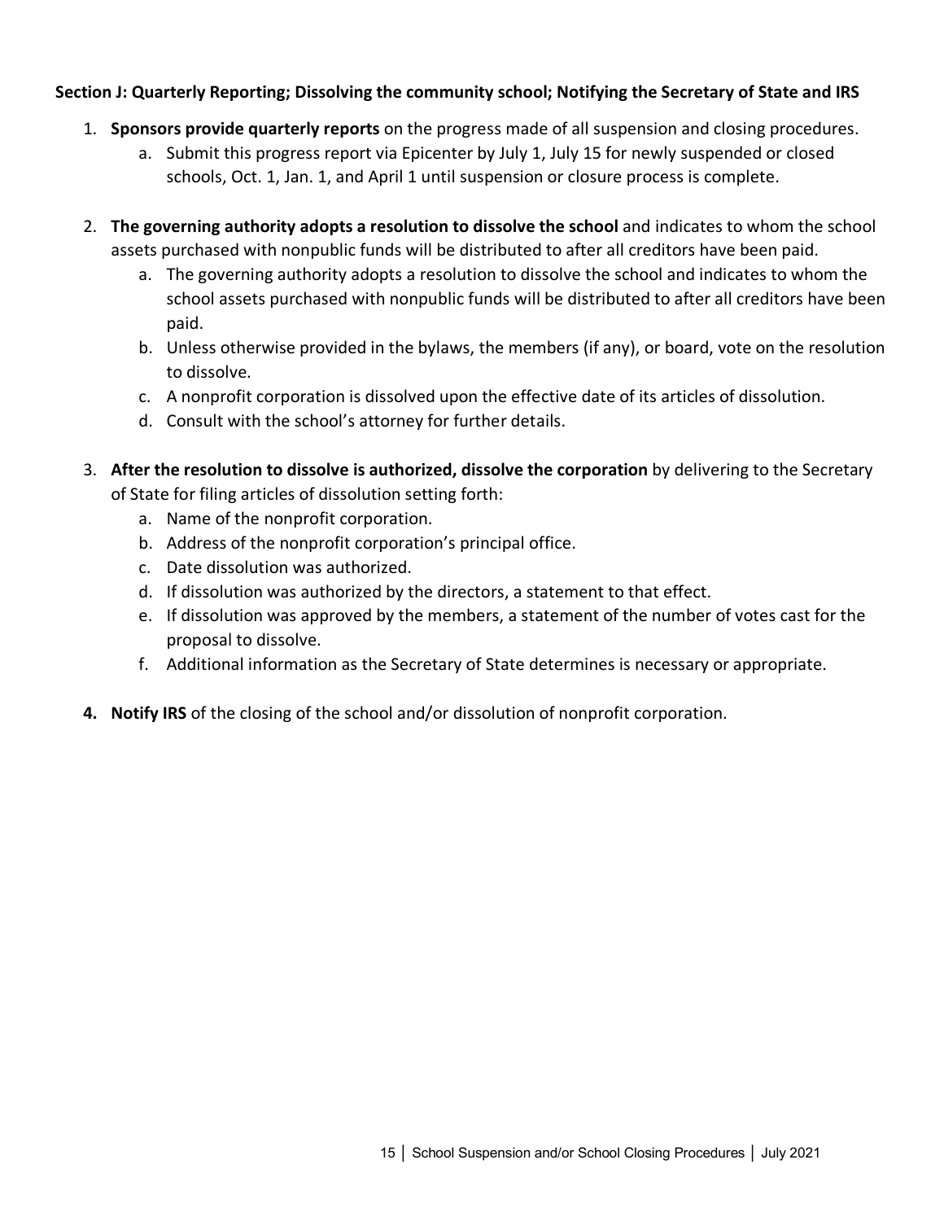**Section J: Quarterly Reporting; Dissolving the community school; Notifying the Secretary of State and IRS**

1. **Sponsors provide quarterly reports** on the progress made of all suspension and closing procedures.
    a. Submit this progress report via Epicenter by July 1, July 15 for newly suspended or closed schools, Oct. 1, Jan. 1, and April 1 until suspension or closure process is complete.

2. **The governing authority adopts a resolution to dissolve the school** and indicates to whom the school assets purchased with nonpublic funds will be distributed to after all creditors have been paid.
    a. The governing authority adopts a resolution to dissolve the school and indicates to whom the school assets purchased with nonpublic funds will be distributed to after all creditors have been paid.
    b. Unless otherwise provided in the bylaws, the members (if any), or board, vote on the resolution to dissolve.
    c. A nonprofit corporation is dissolved upon the effective date of its articles of dissolution.
    d. Consult with the school's attorney for further details.

3. **After the resolution to dissolve is authorized, dissolve the corporation** by delivering to the Secretary of State for filing articles of dissolution setting forth:
    a. Name of the nonprofit corporation.
    b. Address of the nonprofit corporation's principal office.
    c. Date dissolution was authorized.
    d. If dissolution was authorized by the directors, a statement to that effect.
    e. If dissolution was approved by the members, a statement of the number of votes cast for the proposal to dissolve.
    f. Additional information as the Secretary of State determines is necessary or appropriate.

4. **Notify IRS** of the closing of the school and/or dissolution of nonprofit corporation.